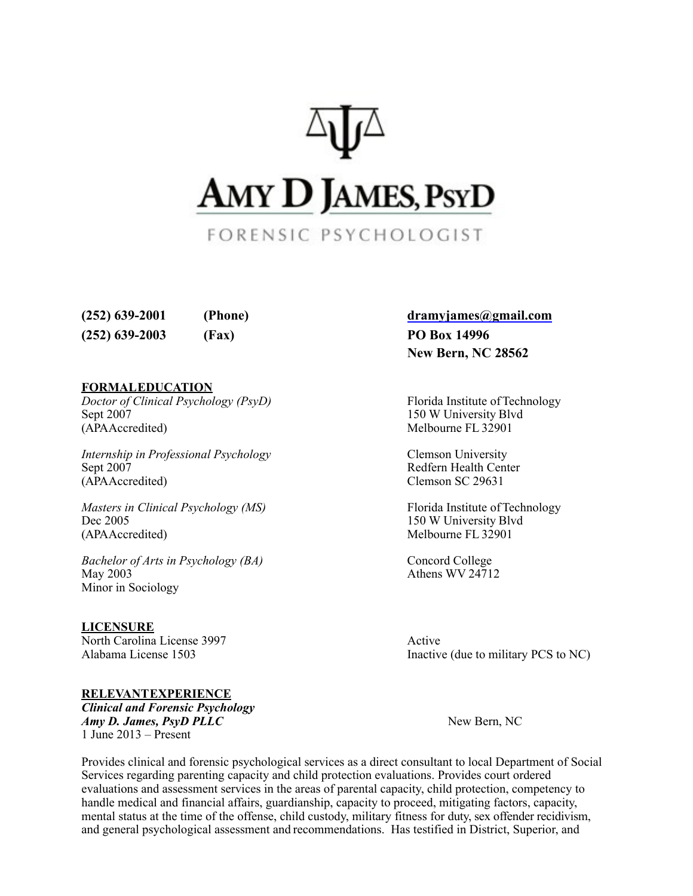# AMY D JAMES, PsyD

FORENSIC PSYCHOLOGIST

**(252) 639-2001 (Phone)**
**(252) 639-2003 (Fax)**

**[dramyjames@gmail.com](mailto:dramyjames@gmail.com)**
**PO Box 14996**
**New Bern, NC 28562**

## FORMALEDUCATION

*Doctor of Clinical Psychology (PsyD)*
Sept 2007
(APAAccredited)

Florida Institute ofTechnology
150 W University Blvd
Melbourne FL 32901

*Internship in Professional Psychology*
Sept 2007
(APAAccredited)

Clemson University
Redfern Health Center
Clemson SC 29631

*Masters in Clinical Psychology (MS)*
Dec 2005
(APAAccredited)

Florida Institute ofTechnology
150 W University Blvd
Melbourne FL 32901

*Bachelor of Arts in Psychology (BA)*
May 2003
Minor in Sociology

Concord College
Athens WV 24712

## LICENSURE

North Carolina License 3997 — Active
Alabama License 1503 — Inactive (due to military PCS to NC)

## RELEVANTEXPERIENCE

***Clinical and Forensic Psychology***
***Amy D. James, PsyD PLLC*** — New Bern, NC
1 June 2013 – Present

Provides clinical and forensic psychological services as a direct consultant to local Department of Social Services regarding parenting capacity and child protection evaluations. Provides court ordered evaluations and assessment services in the areas of parental capacity, child protection, competency to handle medical and financial affairs, guardianship, capacity to proceed, mitigating factors, capacity, mental status at the time of the offense, child custody, military fitness for duty, sex offender recidivism, and general psychological assessment and recommendations. Has testified in District, Superior, and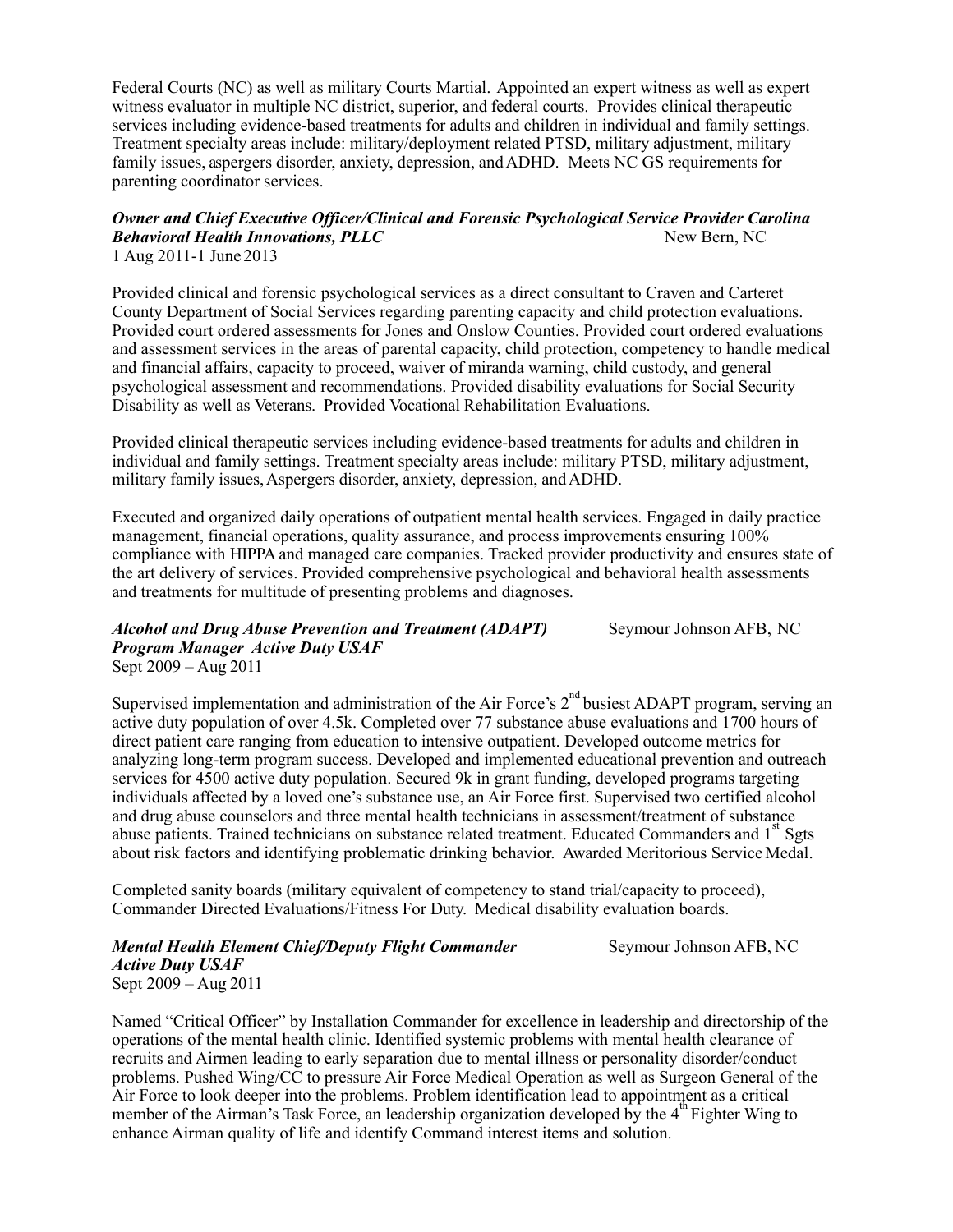Federal Courts (NC) as well as military Courts Martial. Appointed an expert witness as well as expert witness evaluator in multiple NC district, superior, and federal courts. Provides clinical therapeutic services including evidence-based treatments for adults and children in individual and family settings. Treatment specialty areas include: military/deployment related PTSD, military adjustment, military family issues, aspergers disorder, anxiety, depression, and ADHD. Meets NC GS requirements for parenting coordinator services.

***Owner and Chief Executive Officer/Clinical and Forensic Psychological Service Provider Carolina Behavioral Health Innovations, PLLC*** New Bern, NC
1 Aug 2011-1 June 2013

Provided clinical and forensic psychological services as a direct consultant to Craven and Carteret County Department of Social Services regarding parenting capacity and child protection evaluations. Provided court ordered assessments for Jones and Onslow Counties. Provided court ordered evaluations and assessment services in the areas of parental capacity, child protection, competency to handle medical and financial affairs, capacity to proceed, waiver of miranda warning, child custody, and general psychological assessment and recommendations. Provided disability evaluations for Social Security Disability as well as Veterans. Provided Vocational Rehabilitation Evaluations.

Provided clinical therapeutic services including evidence-based treatments for adults and children in individual and family settings. Treatment specialty areas include: military PTSD, military adjustment, military family issues, Aspergers disorder, anxiety, depression, and ADHD.

Executed and organized daily operations of outpatient mental health services. Engaged in daily practice management, financial operations, quality assurance, and process improvements ensuring 100% compliance with HIPPA and managed care companies. Tracked provider productivity and ensures state of the art delivery of services. Provided comprehensive psychological and behavioral health assessments and treatments for multitude of presenting problems and diagnoses.

***Alcohol and Drug Abuse Prevention and Treatment (ADAPT) Program Manager Active Duty USAF*** Seymour Johnson AFB, NC
Sept 2009 – Aug 2011

Supervised implementation and administration of the Air Force's 2nd busiest ADAPT program, serving an active duty population of over 4.5k. Completed over 77 substance abuse evaluations and 1700 hours of direct patient care ranging from education to intensive outpatient. Developed outcome metrics for analyzing long-term program success. Developed and implemented educational prevention and outreach services for 4500 active duty population. Secured 9k in grant funding, developed programs targeting individuals affected by a loved one's substance use, an Air Force first. Supervised two certified alcohol and drug abuse counselors and three mental health technicians in assessment/treatment of substance abuse patients. Trained technicians on substance related treatment. Educated Commanders and 1st Sgts about risk factors and identifying problematic drinking behavior. Awarded Meritorious Service Medal.

Completed sanity boards (military equivalent of competency to stand trial/capacity to proceed), Commander Directed Evaluations/Fitness For Duty. Medical disability evaluation boards.

***Mental Health Element Chief/Deputy Flight Commander Active Duty USAF*** Seymour Johnson AFB, NC
Sept 2009 – Aug 2011

Named "Critical Officer" by Installation Commander for excellence in leadership and directorship of the operations of the mental health clinic. Identified systemic problems with mental health clearance of recruits and Airmen leading to early separation due to mental illness or personality disorder/conduct problems. Pushed Wing/CC to pressure Air Force Medical Operation as well as Surgeon General of the Air Force to look deeper into the problems. Problem identification lead to appointment as a critical member of the Airman's Task Force, an leadership organization developed by the 4th Fighter Wing to enhance Airman quality of life and identify Command interest items and solution.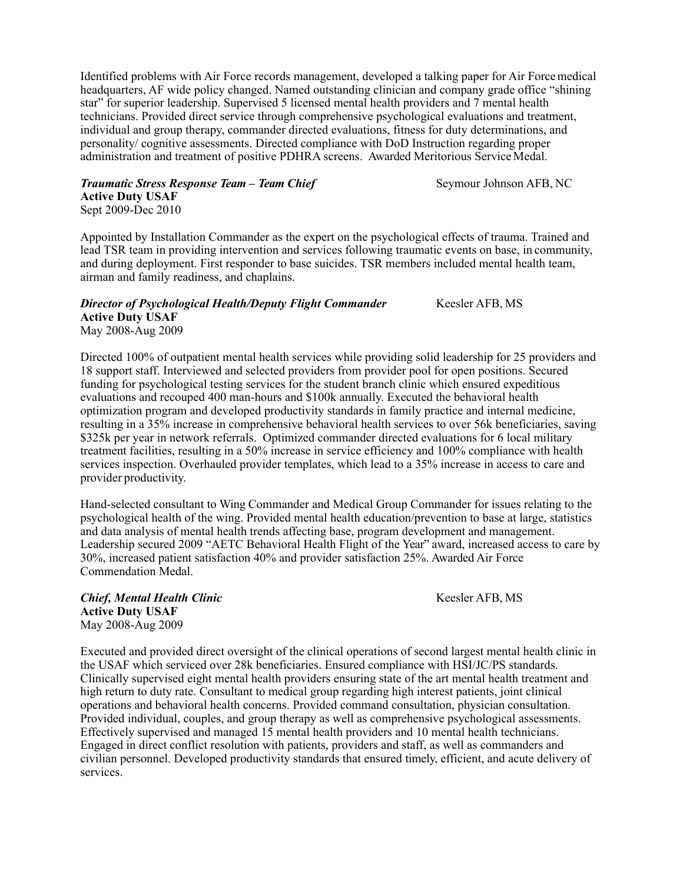Identified problems with Air Force records management, developed a talking paper for Air Force medical headquarters, AF wide policy changed. Named outstanding clinician and company grade office "shining star" for superior leadership. Supervised 5 licensed mental health providers and 7 mental health technicians. Provided direct service through comprehensive psychological evaluations and treatment, individual and group therapy, commander directed evaluations, fitness for duty determinations, and personality/ cognitive assessments. Directed compliance with DoD Instruction regarding proper administration and treatment of positive PDHRA screens. Awarded Meritorious Service Medal.

***Traumatic Stress Response Team – Team Chief*** Seymour Johnson AFB, NC
**Active Duty USAF**
Sept 2009-Dec 2010

Appointed by Installation Commander as the expert on the psychological effects of trauma. Trained and lead TSR team in providing intervention and services following traumatic events on base, in community, and during deployment. First responder to base suicides. TSR members included mental health team, airman and family readiness, and chaplains.

***Director of Psychological Health/Deputy Flight Commander*** Keesler AFB, MS
**Active Duty USAF**
May 2008-Aug 2009

Directed 100% of outpatient mental health services while providing solid leadership for 25 providers and 18 support staff. Interviewed and selected providers from provider pool for open positions. Secured funding for psychological testing services for the student branch clinic which ensured expeditious evaluations and recouped 400 man-hours and $100k annually. Executed the behavioral health optimization program and developed productivity standards in family practice and internal medicine, resulting in a 35% increase in comprehensive behavioral health services to over 56k beneficiaries, saving $325k per year in network referrals. Optimized commander directed evaluations for 6 local military treatment facilities, resulting in a 50% increase in service efficiency and 100% compliance with health services inspection. Overhauled provider templates, which lead to a 35% increase in access to care and provider productivity.

Hand-selected consultant to Wing Commander and Medical Group Commander for issues relating to the psychological health of the wing. Provided mental health education/prevention to base at large, statistics and data analysis of mental health trends affecting base, program development and management. Leadership secured 2009 "AETC Behavioral Health Flight of the Year" award, increased access to care by 30%, increased patient satisfaction 40% and provider satisfaction 25%. Awarded Air Force Commendation Medal.

***Chief, Mental Health Clinic*** Keesler AFB, MS
**Active Duty USAF**
May 2008-Aug 2009

Executed and provided direct oversight of the clinical operations of second largest mental health clinic in the USAF which serviced over 28k beneficiaries. Ensured compliance with HSI/JC/PS standards. Clinically supervised eight mental health providers ensuring state of the art mental health treatment and high return to duty rate. Consultant to medical group regarding high interest patients, joint clinical operations and behavioral health concerns. Provided command consultation, physician consultation. Provided individual, couples, and group therapy as well as comprehensive psychological assessments. Effectively supervised and managed 15 mental health providers and 10 mental health technicians. Engaged in direct conflict resolution with patients, providers and staff, as well as commanders and civilian personnel. Developed productivity standards that ensured timely, efficient, and acute delivery of services.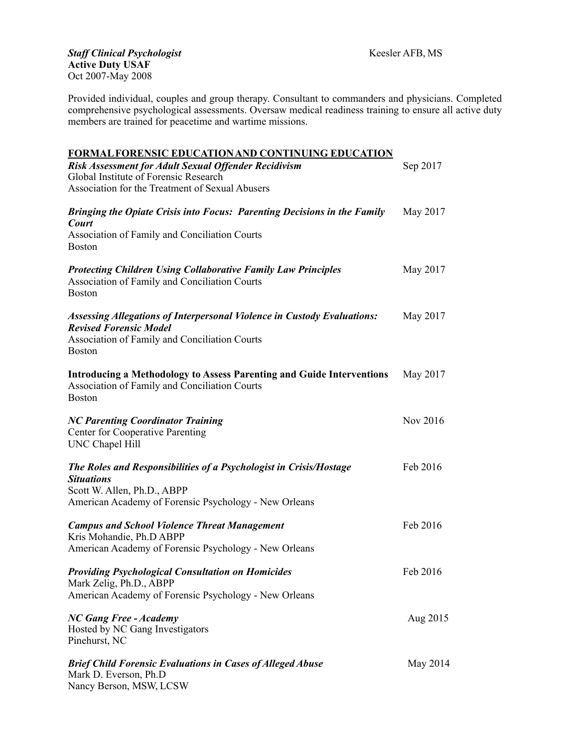***Staff Clinical Psychologist*** Keesler AFB, MS
**Active Duty USAF**
Oct 2007-May 2008

Provided individual, couples and group therapy. Consultant to commanders and physicians. Completed comprehensive psychological assessments. Oversaw medical readiness training to ensure all active duty members are trained for peacetime and wartime missions.

## FORMAL FORENSIC EDUCATION AND CONTINUING EDUCATION

***Risk Assessment for Adult Sexual Offender Recidivism*** Sep 2017
Global Institute of Forensic Research
Association for the Treatment of Sexual Abusers

***Bringing the Opiate Crisis into Focus: Parenting Decisions in the Family Court*** May 2017
Association of Family and Conciliation Courts
Boston

***Protecting Children Using Collaborative Family Law Principles*** May 2017
Association of Family and Conciliation Courts
Boston

***Assessing Allegations of Interpersonal Violence in Custody Evaluations: Revised Forensic Model*** May 2017
Association of Family and Conciliation Courts
Boston

**Introducing a Methodology to Assess Parenting and Guide Interventions** May 2017
Association of Family and Conciliation Courts
Boston

***NC Parenting Coordinator Training*** Nov 2016
Center for Cooperative Parenting
UNC Chapel Hill

***The Roles and Responsibilities of a Psychologist in Crisis/Hostage Situations*** Feb 2016
Scott W. Allen, Ph.D., ABPP
American Academy of Forensic Psychology - New Orleans

***Campus and School Violence Threat Management*** Feb 2016
Kris Mohandie, Ph.D ABPP
American Academy of Forensic Psychology - New Orleans

***Providing Psychological Consultation on Homicides*** Feb 2016
Mark Zelig, Ph.D., ABPP
American Academy of Forensic Psychology - New Orleans

***NC Gang Free - Academy*** Aug 2015
Hosted by NC Gang Investigators
Pinehurst, NC

***Brief Child Forensic Evaluations in Cases of Alleged Abuse*** May 2014
Mark D. Everson, Ph.D
Nancy Berson, MSW, LCSW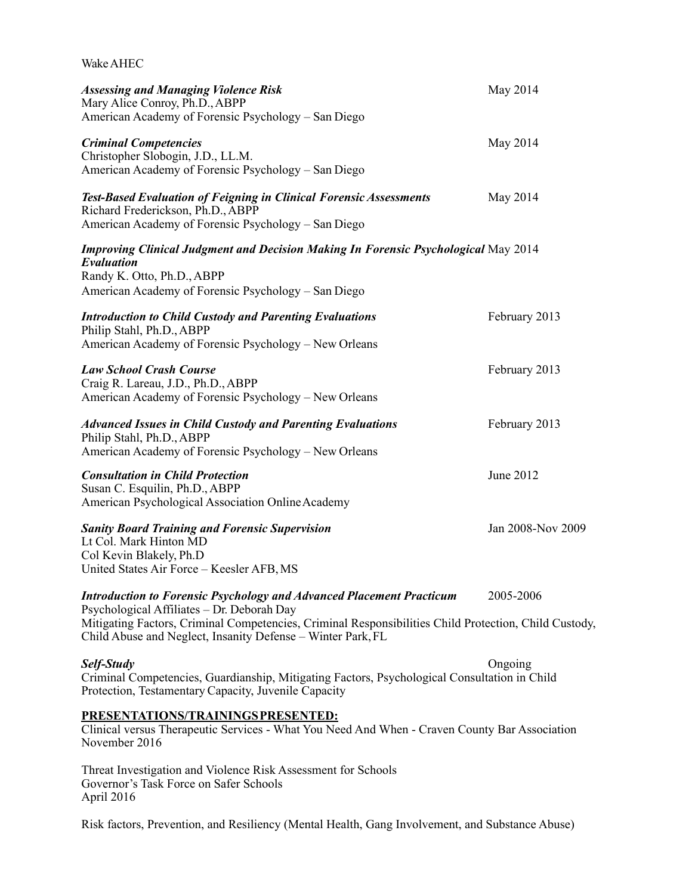Wake AHEC

***Assessing and Managing Violence Risk*** May 2014
Mary Alice Conroy, Ph.D., ABPP
American Academy of Forensic Psychology – San Diego

***Criminal Competencies*** May 2014
Christopher Slobogin, J.D., LL.M.
American Academy of Forensic Psychology – San Diego

***Test-Based Evaluation of Feigning in Clinical Forensic Assessments*** May 2014
Richard Frederickson, Ph.D., ABPP
American Academy of Forensic Psychology – San Diego

***Improving Clinical Judgment and Decision Making In Forensic Psychological Evaluation*** May 2014
Randy K. Otto, Ph.D., ABPP
American Academy of Forensic Psychology – San Diego

***Introduction to Child Custody and Parenting Evaluations*** February 2013
Philip Stahl, Ph.D., ABPP
American Academy of Forensic Psychology – New Orleans

***Law School Crash Course*** February 2013
Craig R. Lareau, J.D., Ph.D., ABPP
American Academy of Forensic Psychology – New Orleans

***Advanced Issues in Child Custody and Parenting Evaluations*** February 2013
Philip Stahl, Ph.D., ABPP
American Academy of Forensic Psychology – New Orleans

***Consultation in Child Protection*** June 2012
Susan C. Esquilin, Ph.D., ABPP
American Psychological Association Online Academy

***Sanity Board Training and Forensic Supervision*** Jan 2008-Nov 2009
Lt Col. Mark Hinton MD
Col Kevin Blakely, Ph.D
United States Air Force – Keesler AFB, MS

***Introduction to Forensic Psychology and Advanced Placement Practicum*** 2005-2006
Psychological Affiliates – Dr. Deborah Day
Mitigating Factors, Criminal Competencies, Criminal Responsibilities Child Protection, Child Custody, Child Abuse and Neglect, Insanity Defense – Winter Park, FL

***Self-Study*** Ongoing
Criminal Competencies, Guardianship, Mitigating Factors, Psychological Consultation in Child Protection, Testamentary Capacity, Juvenile Capacity

**PRESENTATIONS/TRAININGS PRESENTED:**

Clinical versus Therapeutic Services - What You Need And When - Craven County Bar Association
November 2016

Threat Investigation and Violence Risk Assessment for Schools
Governor's Task Force on Safer Schools
April 2016

Risk factors, Prevention, and Resiliency (Mental Health, Gang Involvement, and Substance Abuse)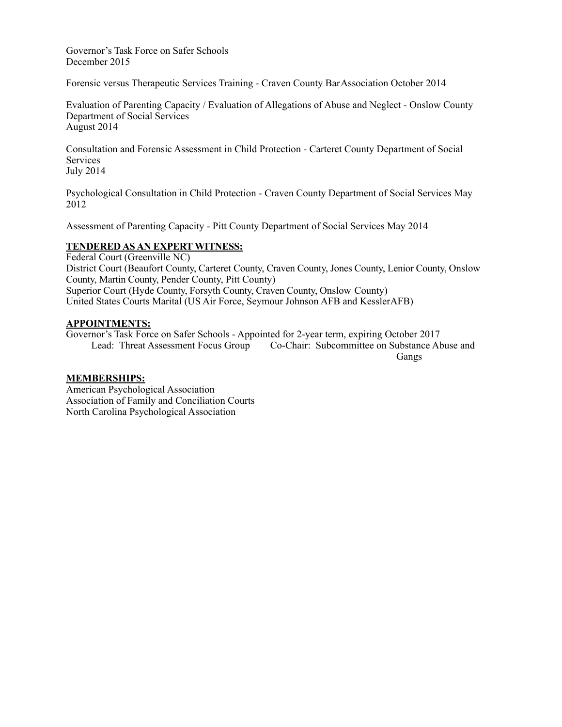Governor's Task Force on Safer Schools
December 2015

Forensic versus Therapeutic Services Training - Craven County BarAssociation October 2014

Evaluation of Parenting Capacity / Evaluation of Allegations of Abuse and Neglect - Onslow County Department of Social Services
August 2014

Consultation and Forensic Assessment in Child Protection - Carteret County Department of Social Services
July 2014

Psychological Consultation in Child Protection - Craven County Department of Social Services May 2012

Assessment of Parenting Capacity - Pitt County Department of Social Services May 2014

**TENDERED AS AN EXPERT WITNESS:**

Federal Court (Greenville NC)
District Court (Beaufort County, Carteret County, Craven County, Jones County, Lenior County, Onslow County, Martin County, Pender County, Pitt County)
Superior Court (Hyde County, Forsyth County, Craven County, Onslow County)
United States Courts Marital (US Air Force, Seymour Johnson AFB and KesslerAFB)

**APPOINTMENTS:**

Governor's Task Force on Safer Schools - Appointed for 2-year term, expiring October 2017
Lead: Threat Assessment Focus Group Co-Chair: Subcommittee on Substance Abuse and Gangs

**MEMBERSHIPS:**

American Psychological Association
Association of Family and Conciliation Courts
North Carolina Psychological Association